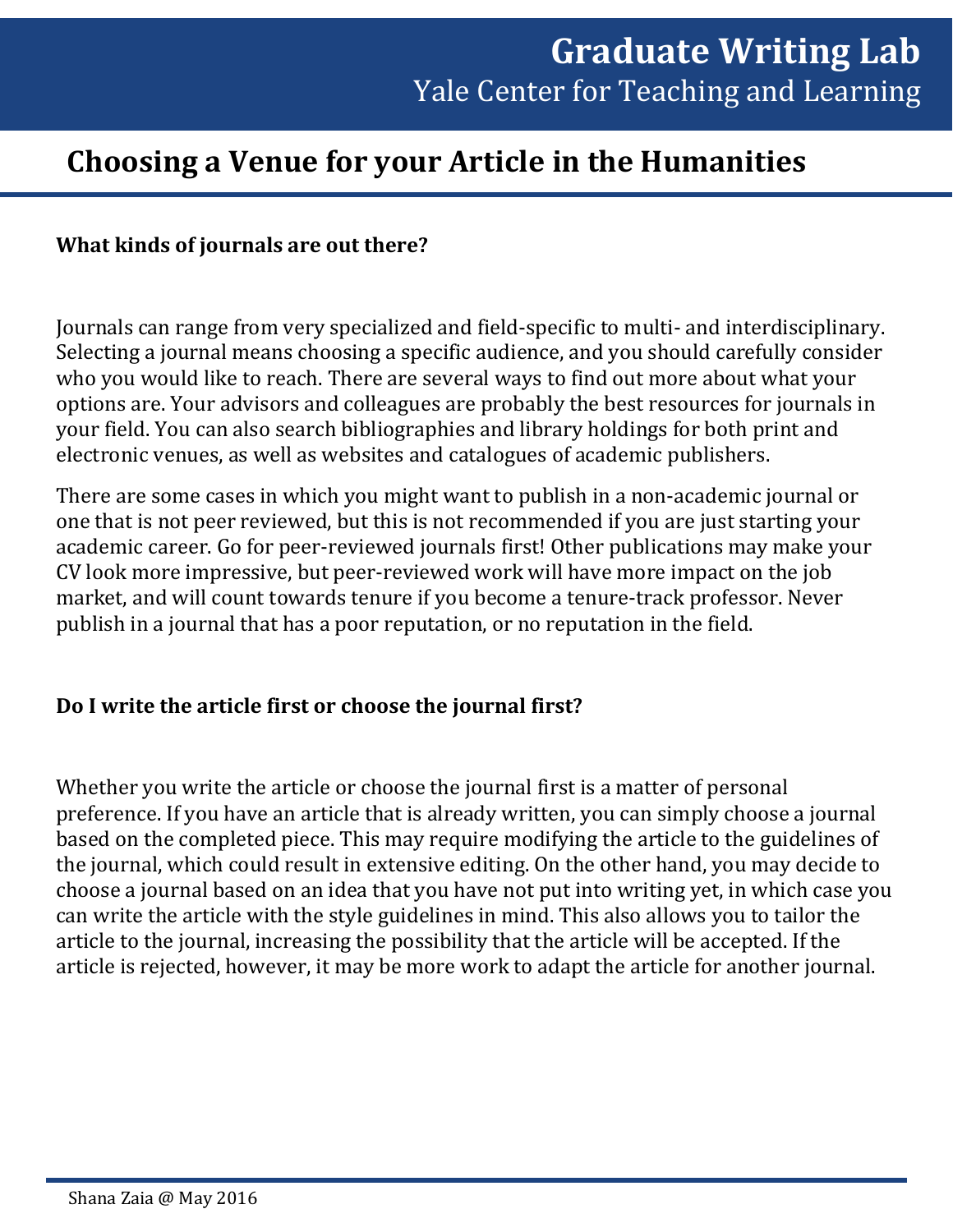# Graduate Writing Lab

Yale Center for Teaching and Learning

## Choosing a Venue for your Article in the Humanities

### What kinds of journals are out there?

Journals can range from very specialized and field-specific to multi- and interdisciplinary. Selecting a journal means choosing a specific audience, and you should carefully consider who you would like to reach. There are several ways to find out more about what your options are. Your advisors and colleagues are probably the best resources for journals in your field. You can also search bibliographies and library holdings for both print and electronic venues, as well as websites and catalogues of academic publishers.

There are some cases in which you might want to publish in a non-academic journal or one that is not peer reviewed, but this is not recommended if you are just starting your academic career. Go for peer-reviewed journals first! Other publications may make your CV look more impressive, but peer-reviewed work will have more impact on the job market, and will count towards tenure if you become a tenure-track professor. Never publish in a journal that has a poor reputation, or no reputation in the field.

### Do I write the article first or choose the journal first?

Whether you write the article or choose the journal first is a matter of personal preference. If you have an article that is already written, you can simply choose a journal based on the completed piece. This may require modifying the article to the guidelines of the journal, which could result in extensive editing. On the other hand, you may decide to choose a journal based on an idea that you have not put into writing yet, in which case you can write the article with the style guidelines in mind. This also allows you to tailor the article to the journal, increasing the possibility that the article will be accepted. If the article is rejected, however, it may be more work to adapt the article for another journal.

Shana Zaia @ May 2016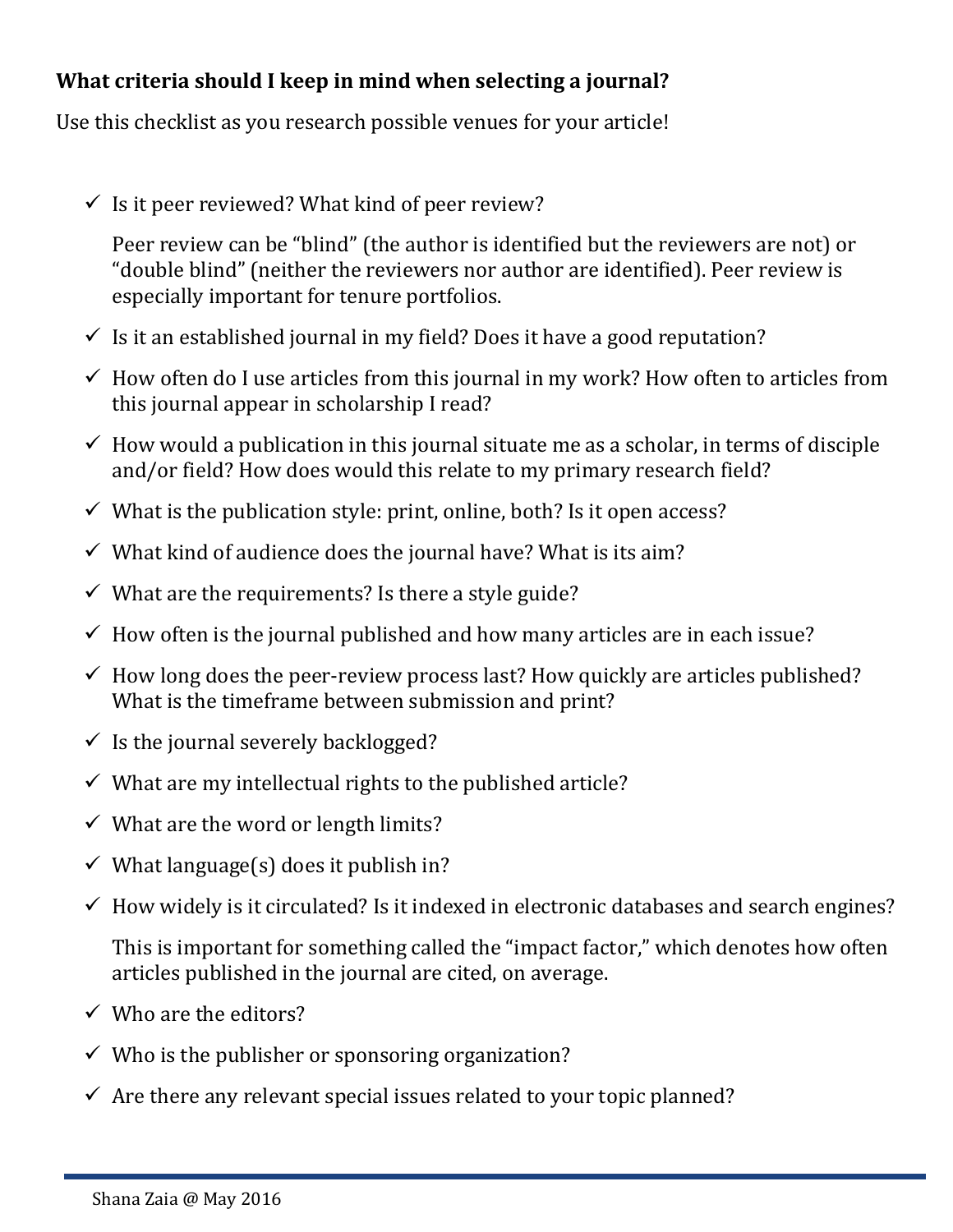**What criteria should I keep in mind when selecting a journal?**

Use this checklist as you research possible venues for your article!

- ✓ Is it peer reviewed? What kind of peer review?

  Peer review can be "blind" (the author is identified but the reviewers are not) or "double blind" (neither the reviewers nor author are identified). Peer review is especially important for tenure portfolios.

- ✓ Is it an established journal in my field? Does it have a good reputation?
- ✓ How often do I use articles from this journal in my work? How often to articles from this journal appear in scholarship I read?
- ✓ How would a publication in this journal situate me as a scholar, in terms of disciple and/or field? How does would this relate to my primary research field?
- ✓ What is the publication style: print, online, both? Is it open access?
- ✓ What kind of audience does the journal have? What is its aim?
- ✓ What are the requirements? Is there a style guide?
- ✓ How often is the journal published and how many articles are in each issue?
- ✓ How long does the peer-review process last? How quickly are articles published? What is the timeframe between submission and print?
- ✓ Is the journal severely backlogged?
- ✓ What are my intellectual rights to the published article?
- ✓ What are the word or length limits?
- ✓ What language(s) does it publish in?
- ✓ How widely is it circulated? Is it indexed in electronic databases and search engines?

  This is important for something called the "impact factor," which denotes how often articles published in the journal are cited, on average.

- ✓ Who are the editors?
- ✓ Who is the publisher or sponsoring organization?
- ✓ Are there any relevant special issues related to your topic planned?

Shana Zaia @ May 2016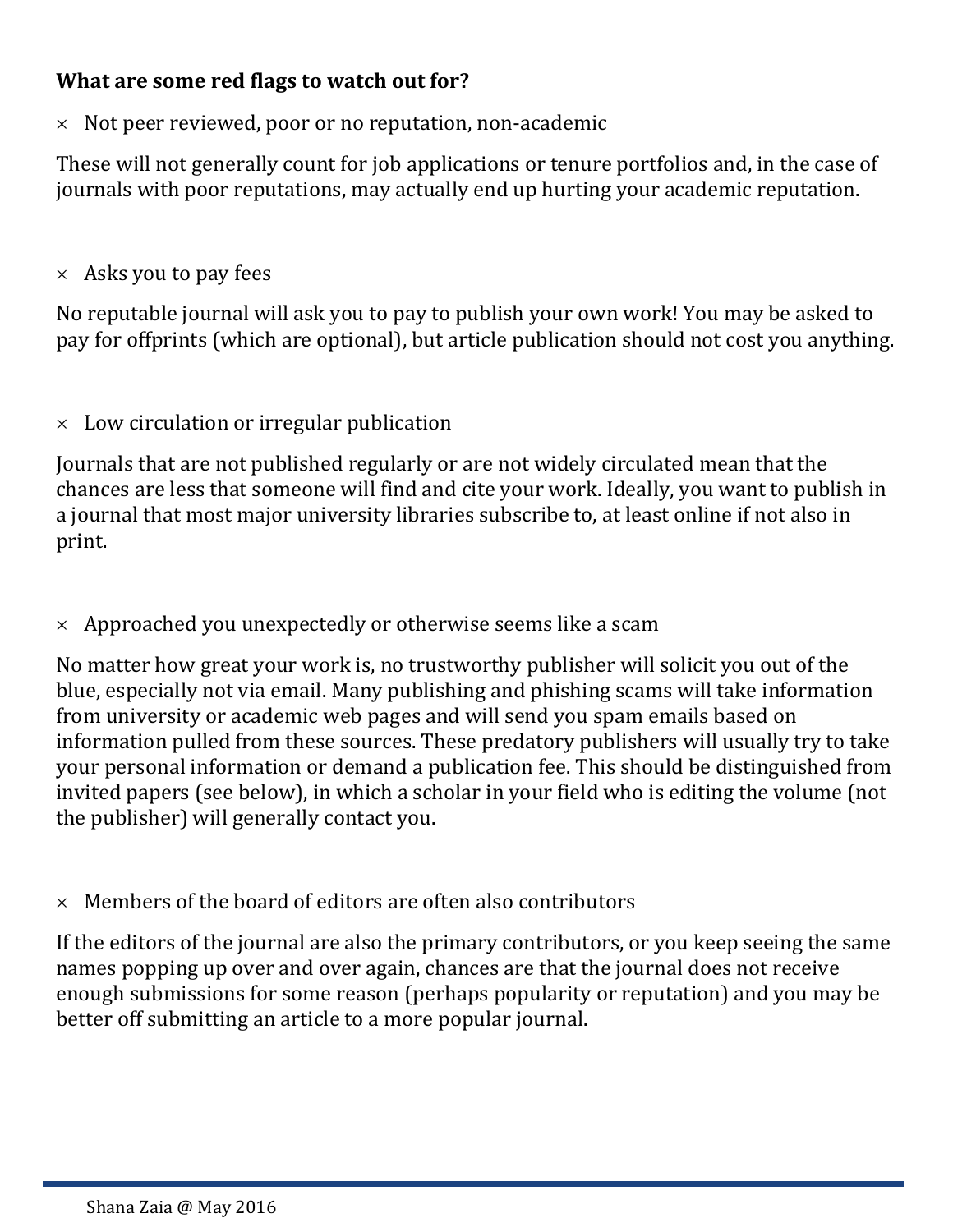**What are some red flags to watch out for?**

× Not peer reviewed, poor or no reputation, non-academic

These will not generally count for job applications or tenure portfolios and, in the case of journals with poor reputations, may actually end up hurting your academic reputation.

× Asks you to pay fees

No reputable journal will ask you to pay to publish your own work! You may be asked to pay for offprints (which are optional), but article publication should not cost you anything.

× Low circulation or irregular publication

Journals that are not published regularly or are not widely circulated mean that the chances are less that someone will find and cite your work. Ideally, you want to publish in a journal that most major university libraries subscribe to, at least online if not also in print.

× Approached you unexpectedly or otherwise seems like a scam

No matter how great your work is, no trustworthy publisher will solicit you out of the blue, especially not via email. Many publishing and phishing scams will take information from university or academic web pages and will send you spam emails based on information pulled from these sources. These predatory publishers will usually try to take your personal information or demand a publication fee. This should be distinguished from invited papers (see below), in which a scholar in your field who is editing the volume (not the publisher) will generally contact you.

× Members of the board of editors are often also contributors

If the editors of the journal are also the primary contributors, or you keep seeing the same names popping up over and over again, chances are that the journal does not receive enough submissions for some reason (perhaps popularity or reputation) and you may be better off submitting an article to a more popular journal.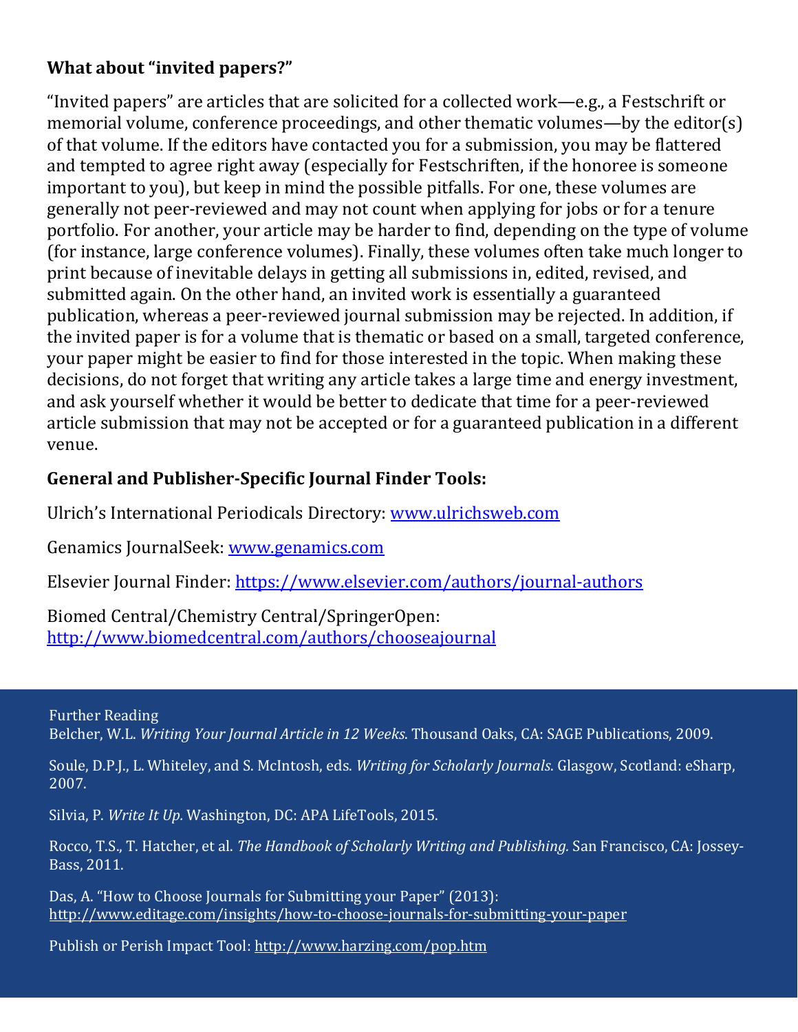### What about "invited papers?"

"Invited papers" are articles that are solicited for a collected work—e.g., a Festschrift or memorial volume, conference proceedings, and other thematic volumes—by the editor(s) of that volume. If the editors have contacted you for a submission, you may be flattered and tempted to agree right away (especially for Festschriften, if the honoree is someone important to you), but keep in mind the possible pitfalls. For one, these volumes are generally not peer-reviewed and may not count when applying for jobs or for a tenure portfolio. For another, your article may be harder to find, depending on the type of volume (for instance, large conference volumes). Finally, these volumes often take much longer to print because of inevitable delays in getting all submissions in, edited, revised, and submitted again. On the other hand, an invited work is essentially a guaranteed publication, whereas a peer-reviewed journal submission may be rejected. In addition, if the invited paper is for a volume that is thematic or based on a small, targeted conference, your paper might be easier to find for those interested in the topic. When making these decisions, do not forget that writing any article takes a large time and energy investment, and ask yourself whether it would be better to dedicate that time for a peer-reviewed article submission that may not be accepted or for a guaranteed publication in a different venue.

### General and Publisher-Specific Journal Finder Tools:

Ulrich's International Periodicals Directory: www.ulrichsweb.com

Genamics JournalSeek: www.genamics.com

Elsevier Journal Finder: https://www.elsevier.com/authors/journal-authors

Biomed Central/Chemistry Central/SpringerOpen: http://www.biomedcentral.com/authors/chooseajournal

Further Reading

Belcher, W.L. *Writing Your Journal Article in 12 Weeks*. Thousand Oaks, CA: SAGE Publications, 2009.

Soule, D.P.J., L. Whiteley, and S. McIntosh, eds. *Writing for Scholarly Journals*. Glasgow, Scotland: eSharp, 2007.

Silvia, P. *Write It Up*. Washington, DC: APA LifeTools, 2015.

Rocco, T.S., T. Hatcher, et al. *The Handbook of Scholarly Writing and Publishing.* San Francisco, CA: Jossey-Bass, 2011.

Das, A. "How to Choose Journals for Submitting your Paper" (2013): http://www.editage.com/insights/how-to-choose-journals-for-submitting-your-paper

Publish or Perish Impact Tool: http://www.harzing.com/pop.htm